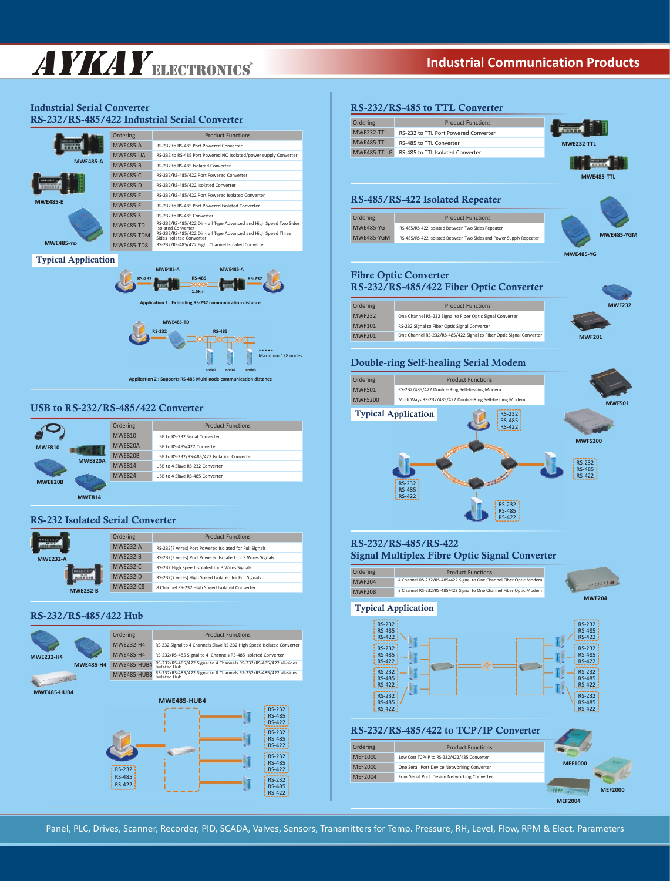# AYKAY ELECTRONICS®

## Industrial Communication Products

## Industrial Serial Converter
### RS-232/RS-485/422 Industrial Serial Converter

| Ordering | Product Functions |
|---|---|
| MWE485-A | RS-232 to RS-485 Port Powered Converter |
| MWE485-UA | RS-232 to RS-485 Port Powered NO Isolated/power supply Converter |
| MWE485-B | RS-232 to RS-485 Isolated Converter |
| MWE485-C | RS-232/RS-485/422 Port Powered Converter |
| MWE485-D | RS-232/RS-485/422 Isolated Converter |
| MWE485-E | RS-232/RS-485/422 Port Powered Isolated Converter |
| MWE485-F | RS-232 to RS-485 Port Powered Isolated Converter |
| MWE485-S | RS-232 to RS-485 Converter |
| MWE485-TD | RS-232/RS-485/422 Din-rail Type Advanced and High Speed Two Sides Isolated Converter |
| MWE485-TDM | RS-232/RS-485/422 Din-rail Type Advanced and High Speed Three Sides Isolated Converter |
| MWE485-TD8 | RS-232/RS-485/422 Eight Channel Isolated Converter |

MWE485-A, MWE485-E, MWE485-TD

### Typical Application

MWE485-A — RS-232 — RS-485 1.5km — MWE485-A — RS-232

Application 1 : Extending RS-232 communication distance

MWE485-TD — RS-232 — RS-485 — node1 node2 node3 ..... Maximum 128 nodes

Application 2 : Supports RS-485 Multi node communication distance

## USB to RS-232/RS-485/422 Converter

| Ordering | Product Functions |
|---|---|
| MWE810 | USB to RS-232 Serial Converter |
| MWE820A | USB to RS-485/422 Converter |
| MWE820B | USB to RS-232/RS-485/422 Isolation Converter |
| MWE814 | USB to 4 Slave RS-232 Converter |
| MWE824 | USB to 4 Slave RS-485 Converter |

MWE810, MWE820A, MWE820B, MWE814

## RS-232 Isolated Serial Converter

| Ordering | Product Functions |
|---|---|
| MWE232-A | RS-232(7 wires) Port Powered Isolated for Full Signals |
| MWE232-B | RS-232(3 wires) Port Powered Isolated for 3 Wires Signals |
| MWE232-C | RS-232 High Speed Isolated for 3 Wires Signals |
| MWE232-D | RS-232(7 wires) High Speed Isolated for Full Signals |
| MWE232-C8 | 8 Channel RS-232 High Speed Isolated Converter |

MWE232-A, MWE232-B

## RS-232/RS-485/422 Hub

| Ordering | Product Functions |
|---|---|
| MWE232-H4 | RS-232 Signal to 4 Channels Slave RS-232 High Speed Isolated Converter |
| MWE485-H4 | RS-232/RS-485 Signal to 4 Channels RS-485 Isolated Converter |
| MWE485-HUB4 | RS-232/RS-485/422 Signal to 4 Channels RS-232/RS-485/422 all-sides Isolated Hub |
| MWE485-HUB8 | RS-232/RS-485/422 Signal to 8 Channels RS-232/RS-485/422 all-sides Isolated Hub |

MWE232-H4, MWE485-H4, MWE485-HUB4

MWE485-HUB4 — RS-232 RS-485 RS-422 — RS-232 RS-485 RS-422 (×4)

## RS-232/RS-485 to TTL Converter

| Ordering | Product Functions |
|---|---|
| MWE232-TTL | RS-232 to TTL Port Powered Converter |
| MWE485-TTL | RS-485 to TTL Converter |
| MWE485-TTL-G | RS-485 to TTL Isolated Converter |

MWE232-TTL, MWE485-TTL

## RS-485/RS-422 Isolated Repeater

| Ordering | Product Functions |
|---|---|
| MWE485-YG | RS-485/RS-422 Isolated Between Two Sides Repeater |
| MWE485-YGM | RS-485/RS-422 Isolated Between Two Sides and Power Supply Repeater |

MWE485-YGM, MWE485-YG

## Fibre Optic Converter
### RS-232/RS-485/422 Fiber Optic Converter

| Ordering | Product Functions |
|---|---|
| MWF232 | One Channel RS-232 Signal to Fiber Optic Signal Converter |
| MWF101 | RS-232 Signal to Fiber Optic Signal Converter |
| MWF201 | One Channel RS-232/RS-485/422 Signal to Fiber Optic Signal Converter |

MWF232, MWF201

## Double-ring Self-healing Serial Modem

| Ordering | Product Functions |
|---|---|
| MWF501 | RS-232/485/422 Double-Ring Self-healing Modem |
| MWF5200 | Multi Ways RS-232/485/422 Double-Ring Self-healing Modem |

MWF501, MWF5200

### Typical Application

RS-232 RS-485 RS-422 (×4 nodes on ring)

## RS-232/RS-485/RS-422 Signal Multiplex Fibre Optic Signal Converter

| Ordering | Product Functions |
|---|---|
| MWF204 | 4 Channel RS-232/RS-485/422 Signal to One Channel Fiber Optic Modem |
| MWF208 | 8 Channel RS-232/RS-485/422 Signal to One Channel Fiber Optic Modem |

MWF204

### Typical Application

RS-232 RS-485 RS-422 (×4) — RS-232 RS-485 RS-422 (×4)

## RS-232/RS-485/422 to TCP/IP Converter

| Ordering | Product Functions |
|---|---|
| MEF1000 | Low Cost TCP/IP to RS-232/422/485 Converter |
| MEF2000 | One Serail Port Device Networking Converter |
| MEF2004 | Four Serial Port Device Networking Converter |

MEF1000, MEF2000, MEF2004

Panel, PLC, Drives, Scanner, Recorder, PID, SCADA, Valves, Sensors, Transmitters for Temp. Pressure, RH, Level, Flow, RPM & Elect. Parameters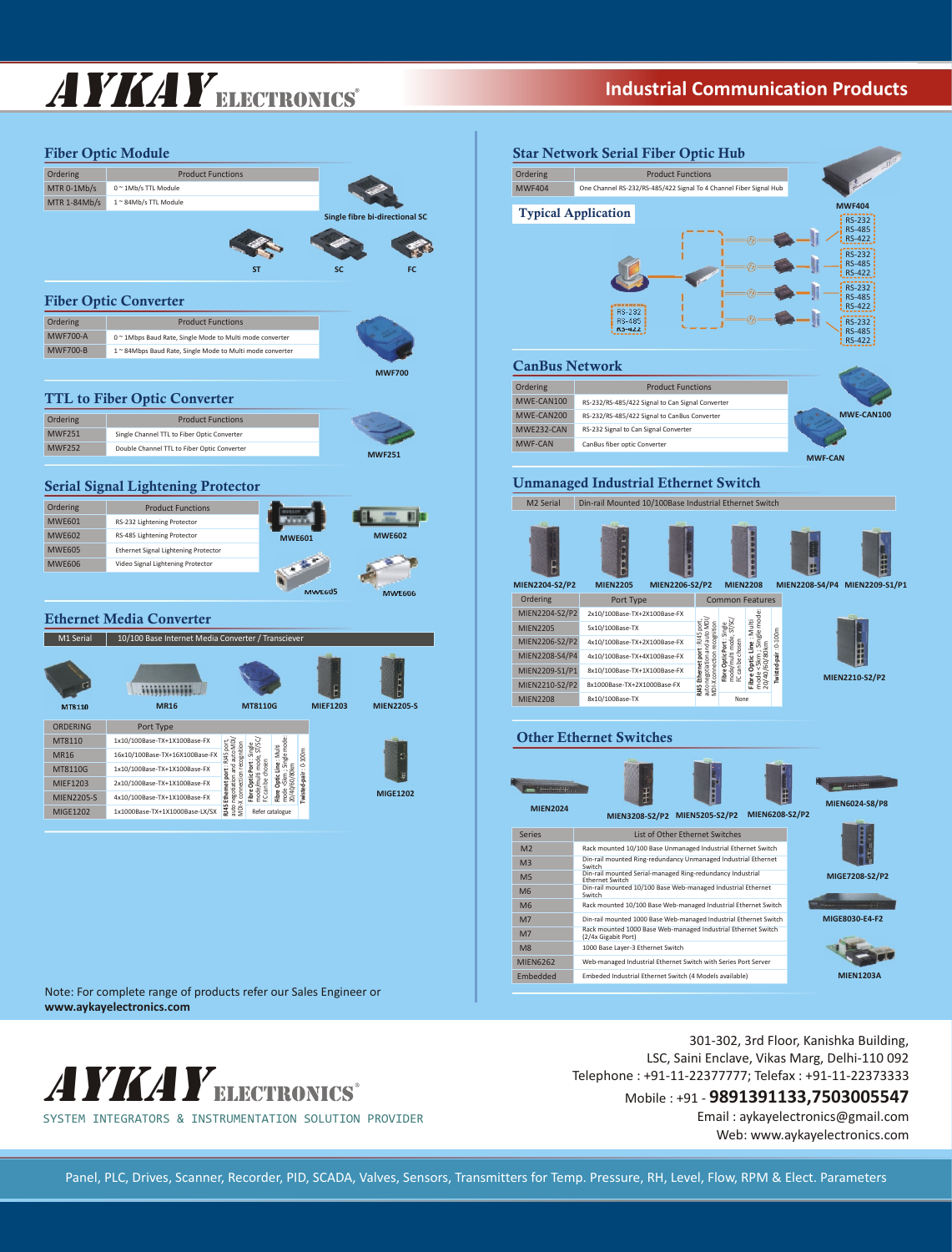# AYKAY ELECTRONICS®

## Industrial Communication Products

### Fiber Optic Module

| Ordering | Product Functions |
|---|---|
| MTR 0-1Mb/s | 0 ~ 1Mb/s TTL Module |
| MTR 1-84Mb/s | 1 ~ 84Mb/s TTL Module |

Single fibre bi-directional SC

ST SC FC

### Fiber Optic Converter

| Ordering | Product Functions |
|---|---|
| MWF700-A | 0 ~ 1Mbps Baud Rate, Single Mode to Multi mode converter |
| MWF700-B | 1 ~ 84Mbps Baud Rate, Single Mode to Multi mode converter |

MWF700

### TTL to Fiber Optic Converter

| Ordering | Product Functions |
|---|---|
| MWF251 | Single Channel TTL to Fiber Optic Converter |
| MWF252 | Double Channel TTL to Fiber Optic Converter |

MWF251

### Serial Signal Lightening Protector

| Ordering | Product Functions |
|---|---|
| MWE601 | RS-232 Lightening Protector |
| MWE602 | RS-485 Lightening Protector |
| MWE605 | Ethernet Signal Lightening Protector |
| MWE606 | Video Signal Lightening Protector |

MWE601 MWE602 MWE605 MWE606

### Ethernet Media Converter

| M1 Serial | 10/100 Base Internet Media Converter / Transciever |
|---|---|

MT8110 MR16 MT8110G MIEF1203 MIEN2205-S

| ORDERING | Port Type | | | |
|---|---|---|---|---|
| MT8110 | 1x10/100Base-TX+1X100Base-FX | RJ45 Ethernet port : RJ45 port, auto negotiation and auto MDI/MDI-X connection recognition | Fibre Optic Port : Single mode/multi mode, ST/SC/FC can be chosen | Fibre Optic Line : Multi mode <5km ; Single mode: 20/40/60/80km; Twisted-pair : 0-100m |
| MR16 | 16x10/100Base-TX+16X100Base-FX | | | |
| MT8110G | 1x10/100Base-TX+1X100Base-FX | | | |
| MIEF1203 | 2x10/100Base-TX+1X100Base-FX | | | |
| MIEN2205-S | 4x10/100Base-TX+1X100Base-FX | | | |
| MIGE1202 | 1x1000Base-TX+1X1000Base-LX/SX | | Refer catalogue | |

MIGE1202

Note: For complete range of products refer our Sales Engineer or **www.aykayelectronics.com**

### Star Network Serial Fiber Optic Hub

| Ordering | Product Functions |
|---|---|
| MWF404 | One Channel RS-232/RS-485/422 Signal To 4 Channel Fiber Signal Hub |

MWF404

#### Typical Application

RS-232 RS-485 RS-422

RS-232 RS-485 RS-422

RS-232 RS-485 RS-422

RS-232 RS-485 RS-422

RS-232 RS-485 RS-422

### CanBus Network

| Ordering | Product Functions |
|---|---|
| MWE-CAN100 | RS-232/RS-485/422 Signal to Can Signal Converter |
| MWE-CAN200 | RS-232/RS-485/422 Signal to CanBus Converter |
| MWE232-CAN | RS-232 Signal to Can Signal Converter |
| MWF-CAN | CanBus fiber optic Converter |

MWE-CAN100 MWF-CAN

### Unmanaged Industrial Ethernet Switch

| M2 Serial | Din-rail Mounted 10/100Base Industrial Ethernet Switch |
|---|---|

MIEN2204-S2/P2 MIEN2205 MIEN2206-S2/P2 MIEN2208 MIEN2208-S4/P4 MIEN2209-S1/P1

| Ordering | Port Type | Common Features | | | |
|---|---|---|---|---|---|
| MIEN2204-S2/P2 | 2x10/100Base-TX+2X100Base-FX | RJ45 Ethernet port : RJ45 port, auto negotiation and auto MDI/MDI-X connection recognition | Fibre Optic Port : Single mode/multi mode, ST/SC/FC can be chosen | Fibre Optic Line : Multi mode <5km ; Single mode: 20/40/60/80km | Twisted-pair : 0-100m |
| MIEN2205 | 5x10/100Base-TX | | | | |
| MIEN2206-S2/P2 | 4x10/100Base-TX+2X100Base-FX | | | | |
| MIEN2208-S4/P4 | 4x10/100Base-TX+4X100Base-FX | | | | |
| MIEN2209-S1/P1 | 8x10/100Base-TX+1X100Base-FX | | | | |
| MIEN2210-S2/P2 | 8x1000Base-TX+2X1000Base-FX | | | | |
| MIEN2208 | 8x10/100Base-TX | | None | | |

MIEN2210-S2/P2

### Other Ethernet Switches

MIEN2024 MIEN3208-S2/P2 MIEN5205-S2/P2 MIEN6208-S2/P2 MIEN6024-S8/P8

| Series | List of Other Ethernet Switches |
|---|---|
| M2 | Rack mounted 10/100 Base Unmanaged Industrial Ethernet Switch |
| M3 | Din-rail mounted Ring-redundancy Unmanaged Industrial Ethernet Switch |
| M5 | Din-rail mounted Serial-managed Ring-redundancy Industrial Ethernet Switch |
| M6 | Din-rail mounted 10/100 Base Web-managed Industrial Ethernet Switch |
| M6 | Rack mounted 10/100 Base Web-managed Industrial Ethernet Switch |
| M7 | Din-rail mounted 1000 Base Web-managed Industrial Ethernet Switch |
| M7 | Rack mounted 1000 Base Web-managed Industrial Ethernet Switch (2/4x Gigabit Port) |
| M8 | 1000 Base Layer-3 Ethernet Switch |
| MIEN6262 | Web-managed Industrial Ethernet Switch with Series Port Server |
| Embedded | Embeded Industrial Ethernet Switch (4 Models available) |

MIGE7208-S2/P2 MIGE8030-E4-F2 MIEN1203A

# AYKAY ELECTRONICS®

SYSTEM INTEGRATORS & INSTRUMENTATION SOLUTION PROVIDER

301-302, 3rd Floor, Kanishka Building,
LSC, Saini Enclave, Vikas Marg, Delhi-110 092
Telephone : +91-11-22377777; Telefax : +91-11-22373333
Mobile : +91 - **9891391133,7503005547**
Email : aykayelectronics@gmail.com
Web: www.aykayelectronics.com

Panel, PLC, Drives, Scanner, Recorder, PID, SCADA, Valves, Sensors, Transmitters for Temp. Pressure, RH, Level, Flow, RPM & Elect. Parameters